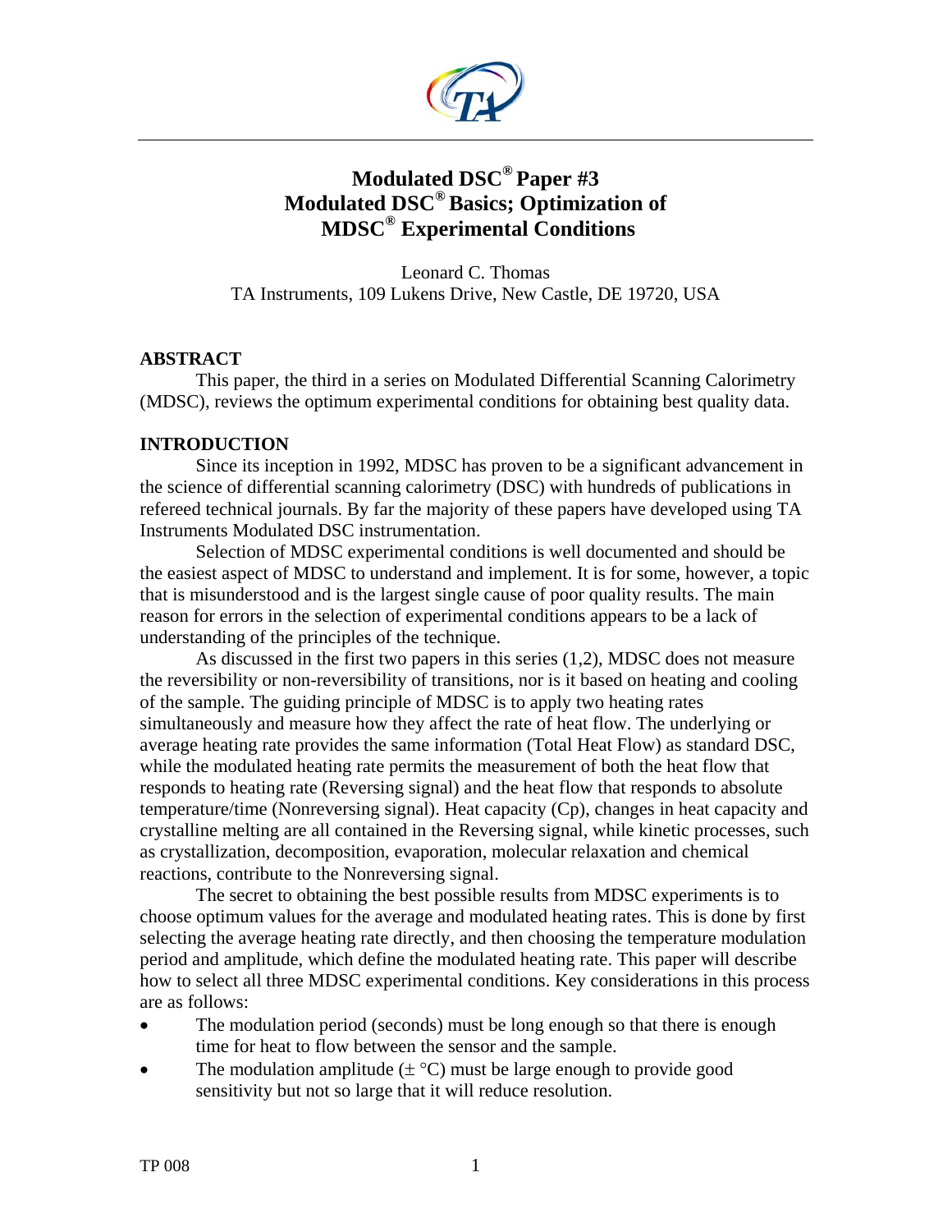# Modulated DSC® Paper #3
# Modulated DSC® Basics; Optimization of MDSC® Experimental Conditions

Leonard C. Thomas
TA Instruments, 109 Lukens Drive, New Castle, DE 19720, USA

## ABSTRACT

This paper, the third in a series on Modulated Differential Scanning Calorimetry (MDSC), reviews the optimum experimental conditions for obtaining best quality data.

## INTRODUCTION

Since its inception in 1992, MDSC has proven to be a significant advancement in the science of differential scanning calorimetry (DSC) with hundreds of publications in refereed technical journals. By far the majority of these papers have developed using TA Instruments Modulated DSC instrumentation.

Selection of MDSC experimental conditions is well documented and should be the easiest aspect of MDSC to understand and implement. It is for some, however, a topic that is misunderstood and is the largest single cause of poor quality results. The main reason for errors in the selection of experimental conditions appears to be a lack of understanding of the principles of the technique.

As discussed in the first two papers in this series (1,2), MDSC does not measure the reversibility or non-reversibility of transitions, nor is it based on heating and cooling of the sample. The guiding principle of MDSC is to apply two heating rates simultaneously and measure how they affect the rate of heat flow. The underlying or average heating rate provides the same information (Total Heat Flow) as standard DSC, while the modulated heating rate permits the measurement of both the heat flow that responds to heating rate (Reversing signal) and the heat flow that responds to absolute temperature/time (Nonreversing signal). Heat capacity (Cp), changes in heat capacity and crystalline melting are all contained in the Reversing signal, while kinetic processes, such as crystallization, decomposition, evaporation, molecular relaxation and chemical reactions, contribute to the Nonreversing signal.

The secret to obtaining the best possible results from MDSC experiments is to choose optimum values for the average and modulated heating rates. This is done by first selecting the average heating rate directly, and then choosing the temperature modulation period and amplitude, which define the modulated heating rate. This paper will describe how to select all three MDSC experimental conditions. Key considerations in this process are as follows:

- The modulation period (seconds) must be long enough so that there is enough time for heat to flow between the sensor and the sample.
- The modulation amplitude (± °C) must be large enough to provide good sensitivity but not so large that it will reduce resolution.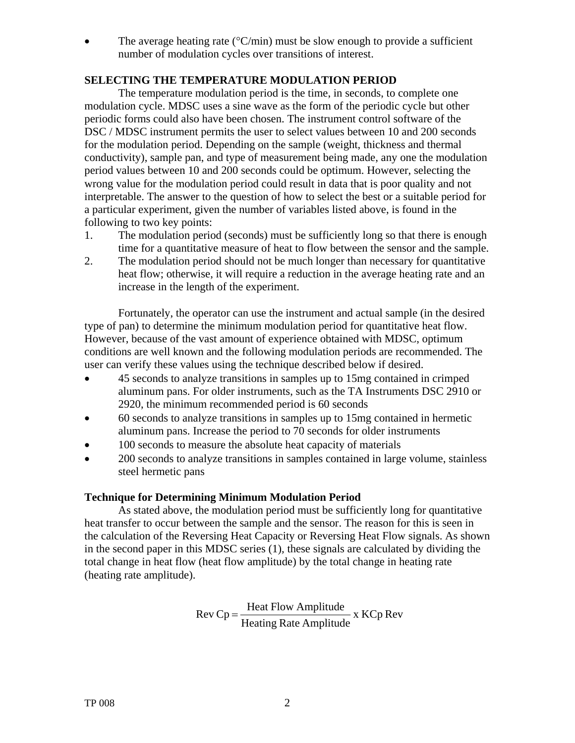- The average heating rate (°C/min) must be slow enough to provide a sufficient number of modulation cycles over transitions of interest.

## SELECTING THE TEMPERATURE MODULATION PERIOD

The temperature modulation period is the time, in seconds, to complete one modulation cycle. MDSC uses a sine wave as the form of the periodic cycle but other periodic forms could also have been chosen. The instrument control software of the DSC / MDSC instrument permits the user to select values between 10 and 200 seconds for the modulation period. Depending on the sample (weight, thickness and thermal conductivity), sample pan, and type of measurement being made, any one the modulation period values between 10 and 200 seconds could be optimum. However, selecting the wrong value for the modulation period could result in data that is poor quality and not interpretable. The answer to the question of how to select the best or a suitable period for a particular experiment, given the number of variables listed above, is found in the following to two key points:

1. The modulation period (seconds) must be sufficiently long so that there is enough time for a quantitative measure of heat to flow between the sensor and the sample.
2. The modulation period should not be much longer than necessary for quantitative heat flow; otherwise, it will require a reduction in the average heating rate and an increase in the length of the experiment.

Fortunately, the operator can use the instrument and actual sample (in the desired type of pan) to determine the minimum modulation period for quantitative heat flow. However, because of the vast amount of experience obtained with MDSC, optimum conditions are well known and the following modulation periods are recommended. The user can verify these values using the technique described below if desired.

- 45 seconds to analyze transitions in samples up to 15mg contained in crimped aluminum pans. For older instruments, such as the TA Instruments DSC 2910 or 2920, the minimum recommended period is 60 seconds
- 60 seconds to analyze transitions in samples up to 15mg contained in hermetic aluminum pans. Increase the period to 70 seconds for older instruments
- 100 seconds to measure the absolute heat capacity of materials
- 200 seconds to analyze transitions in samples contained in large volume, stainless steel hermetic pans

### Technique for Determining Minimum Modulation Period

As stated above, the modulation period must be sufficiently long for quantitative heat transfer to occur between the sample and the sensor. The reason for this is seen in the calculation of the Reversing Heat Capacity or Reversing Heat Flow signals. As shown in the second paper in this MDSC series (1), these signals are calculated by dividing the total change in heat flow (heat flow amplitude) by the total change in heating rate (heating rate amplitude).

$$\text{Rev Cp} = \frac{\text{Heat Flow Amplitude}}{\text{Heating Rate Amplitude}} \text{ x KCp Rev}$$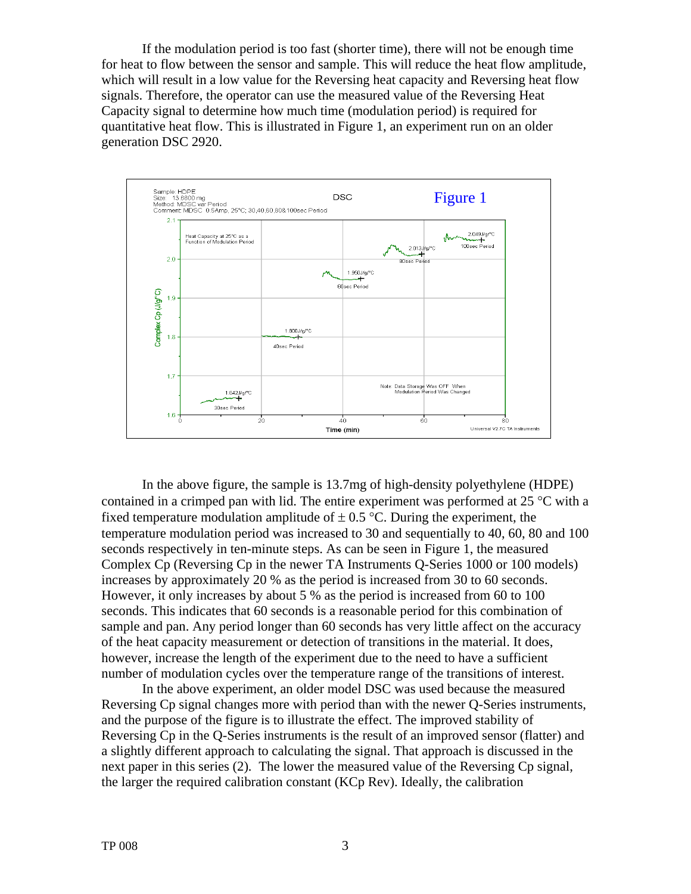If the modulation period is too fast (shorter time), there will not be enough time for heat to flow between the sensor and sample. This will reduce the heat flow amplitude, which will result in a low value for the Reversing heat capacity and Reversing heat flow signals. Therefore, the operator can use the measured value of the Reversing Heat Capacity signal to determine how much time (modulation period) is required for quantitative heat flow. This is illustrated in Figure 1, an experiment run on an older generation DSC 2920.

In the above figure, the sample is 13.7mg of high-density polyethylene (HDPE) contained in a crimped pan with lid. The entire experiment was performed at 25 °C with a fixed temperature modulation amplitude of ± 0.5 °C. During the experiment, the temperature modulation period was increased to 30 and sequentially to 40, 60, 80 and 100 seconds respectively in ten-minute steps. As can be seen in Figure 1, the measured Complex Cp (Reversing Cp in the newer TA Instruments Q-Series 1000 or 100 models) increases by approximately 20 % as the period is increased from 30 to 60 seconds. However, it only increases by about 5 % as the period is increased from 60 to 100 seconds. This indicates that 60 seconds is a reasonable period for this combination of sample and pan. Any period longer than 60 seconds has very little affect on the accuracy of the heat capacity measurement or detection of transitions in the material. It does, however, increase the length of the experiment due to the need to have a sufficient number of modulation cycles over the temperature range of the transitions of interest.

In the above experiment, an older model DSC was used because the measured Reversing Cp signal changes more with period than with the newer Q-Series instruments, and the purpose of the figure is to illustrate the effect. The improved stability of Reversing Cp in the Q-Series instruments is the result of an improved sensor (flatter) and a slightly different approach to calculating the signal. That approach is discussed in the next paper in this series (2). The lower the measured value of the Reversing Cp signal, the larger the required calibration constant (KCp Rev). Ideally, the calibration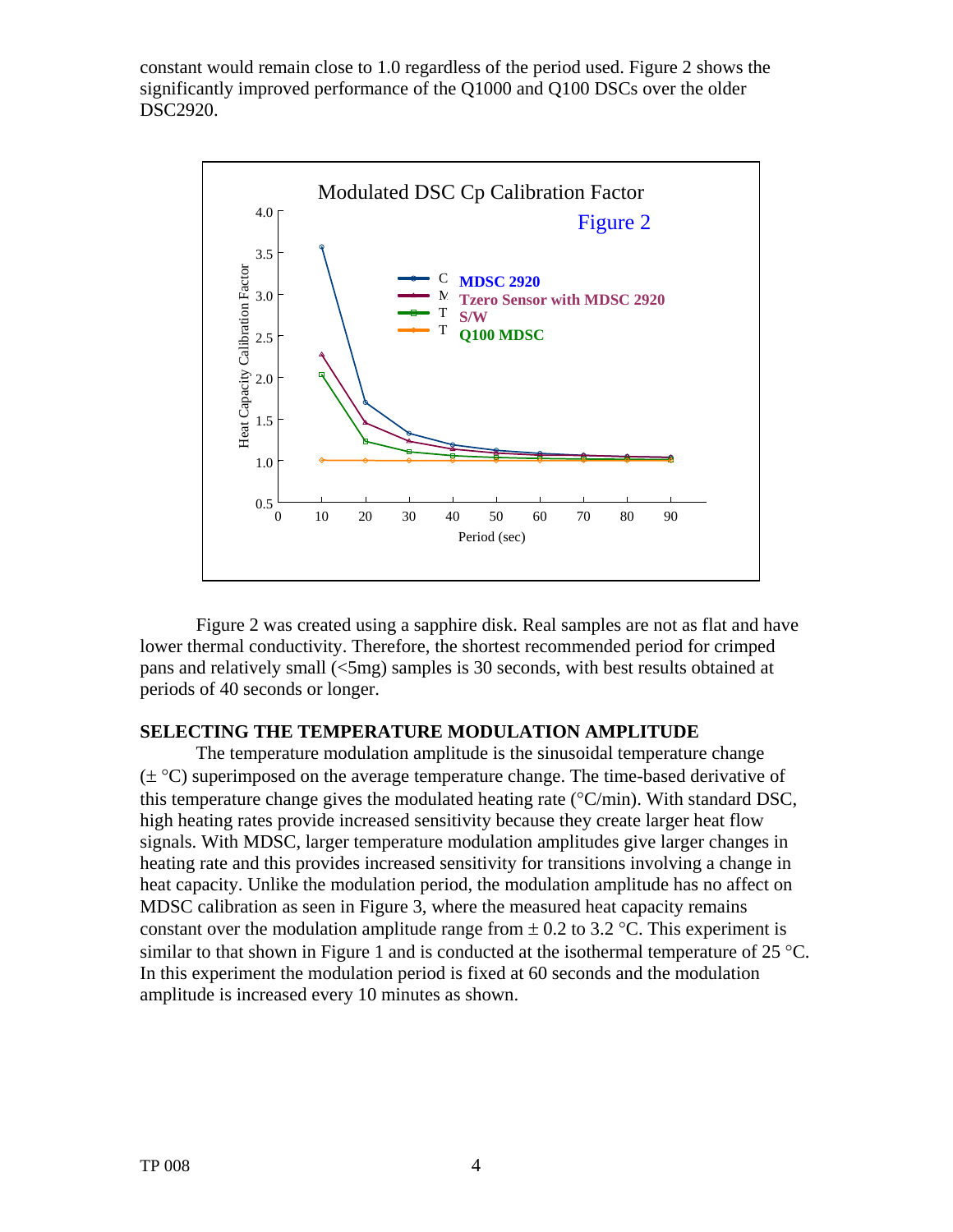constant would remain close to 1.0 regardless of the period used. Figure 2 shows the significantly improved performance of the Q1000 and Q100 DSCs over the older DSC2920.

Figure 2 was created using a sapphire disk. Real samples are not as flat and have lower thermal conductivity. Therefore, the shortest recommended period for crimped pans and relatively small (<5mg) samples is 30 seconds, with best results obtained at periods of 40 seconds or longer.

### SELECTING THE TEMPERATURE MODULATION AMPLITUDE

The temperature modulation amplitude is the sinusoidal temperature change (± °C) superimposed on the average temperature change. The time-based derivative of this temperature change gives the modulated heating rate (°C/min). With standard DSC, high heating rates provide increased sensitivity because they create larger heat flow signals. With MDSC, larger temperature modulation amplitudes give larger changes in heating rate and this provides increased sensitivity for transitions involving a change in heat capacity. Unlike the modulation period, the modulation amplitude has no affect on MDSC calibration as seen in Figure 3, where the measured heat capacity remains constant over the modulation amplitude range from ± 0.2 to 3.2 °C. This experiment is similar to that shown in Figure 1 and is conducted at the isothermal temperature of 25 °C. In this experiment the modulation period is fixed at 60 seconds and the modulation amplitude is increased every 10 minutes as shown.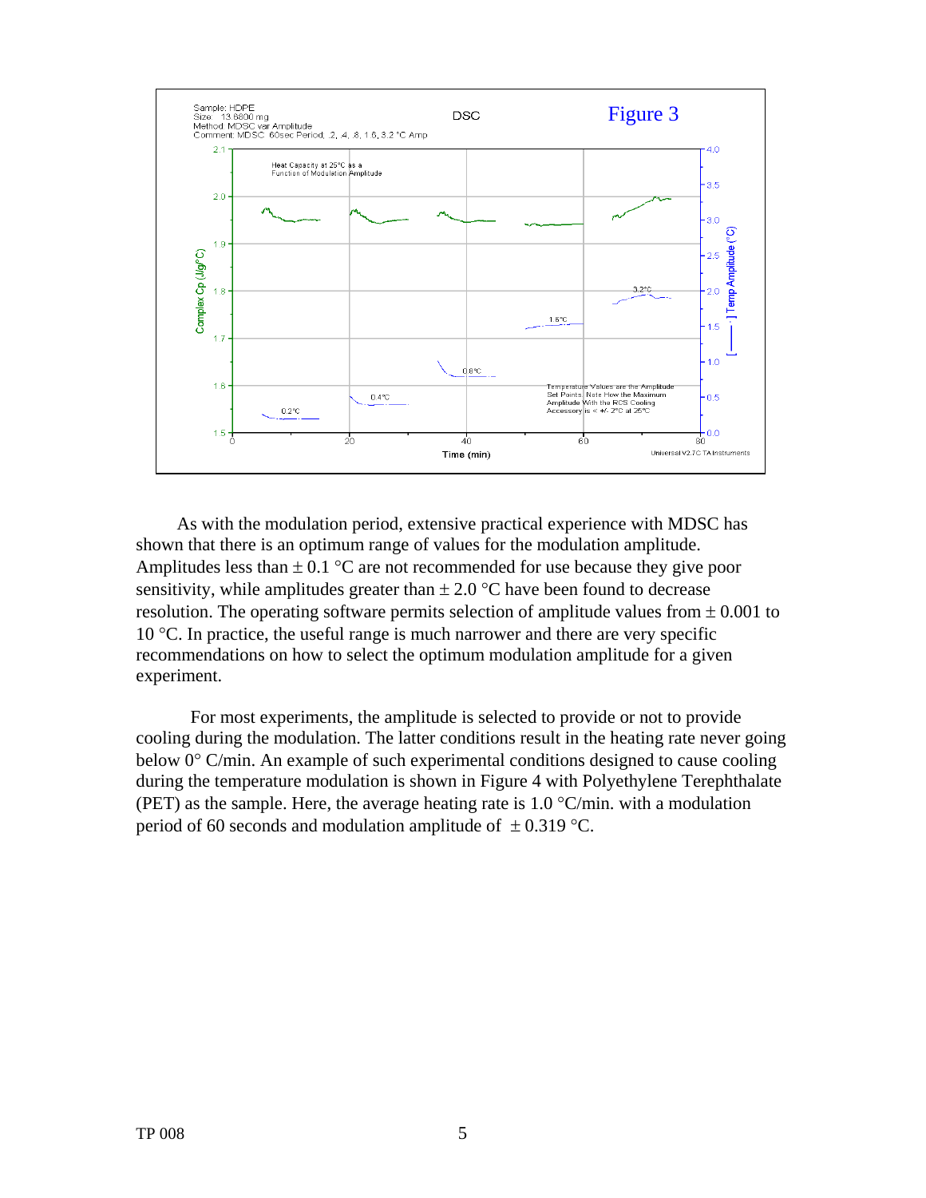Figure 3

As with the modulation period, extensive practical experience with MDSC has shown that there is an optimum range of values for the modulation amplitude. Amplitudes less than ± 0.1 °C are not recommended for use because they give poor sensitivity, while amplitudes greater than ± 2.0 °C have been found to decrease resolution. The operating software permits selection of amplitude values from ± 0.001 to 10 °C. In practice, the useful range is much narrower and there are very specific recommendations on how to select the optimum modulation amplitude for a given experiment.

For most experiments, the amplitude is selected to provide or not to provide cooling during the modulation. The latter conditions result in the heating rate never going below 0° C/min. An example of such experimental conditions designed to cause cooling during the temperature modulation is shown in Figure 4 with Polyethylene Terephthalate (PET) as the sample. Here, the average heating rate is 1.0 °C/min. with a modulation period of 60 seconds and modulation amplitude of ± 0.319 °C.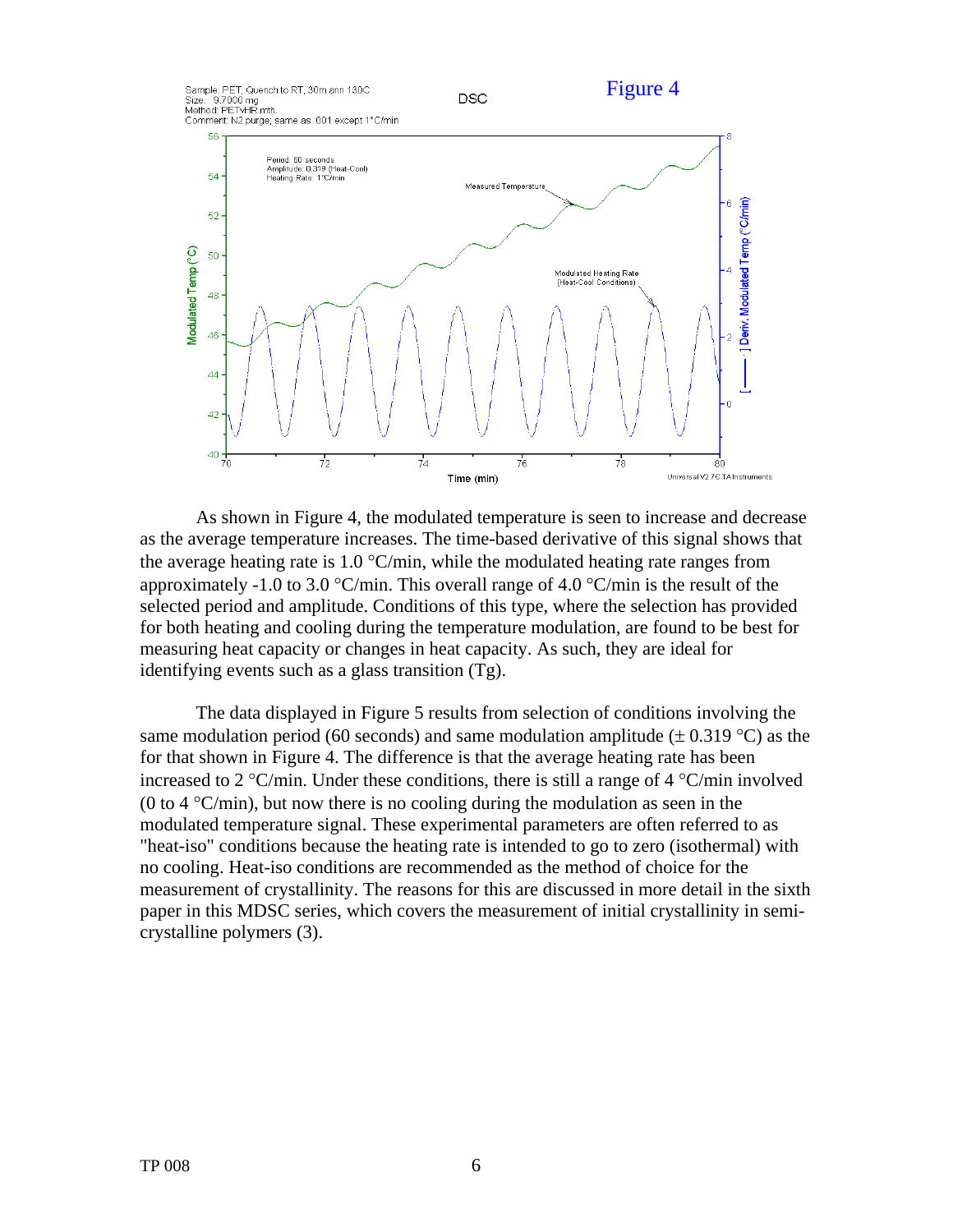Figure 4

As shown in Figure 4, the modulated temperature is seen to increase and decrease as the average temperature increases. The time-based derivative of this signal shows that the average heating rate is 1.0 °C/min, while the modulated heating rate ranges from approximately -1.0 to 3.0 °C/min. This overall range of 4.0 °C/min is the result of the selected period and amplitude. Conditions of this type, where the selection has provided for both heating and cooling during the temperature modulation, are found to be best for measuring heat capacity or changes in heat capacity. As such, they are ideal for identifying events such as a glass transition (Tg).

The data displayed in Figure 5 results from selection of conditions involving the same modulation period (60 seconds) and same modulation amplitude (± 0.319 °C) as the for that shown in Figure 4. The difference is that the average heating rate has been increased to 2 °C/min. Under these conditions, there is still a range of 4 °C/min involved (0 to 4 °C/min), but now there is no cooling during the modulation as seen in the modulated temperature signal. These experimental parameters are often referred to as "heat-iso" conditions because the heating rate is intended to go to zero (isothermal) with no cooling. Heat-iso conditions are recommended as the method of choice for the measurement of crystallinity. The reasons for this are discussed in more detail in the sixth paper in this MDSC series, which covers the measurement of initial crystallinity in semi-crystalline polymers (3).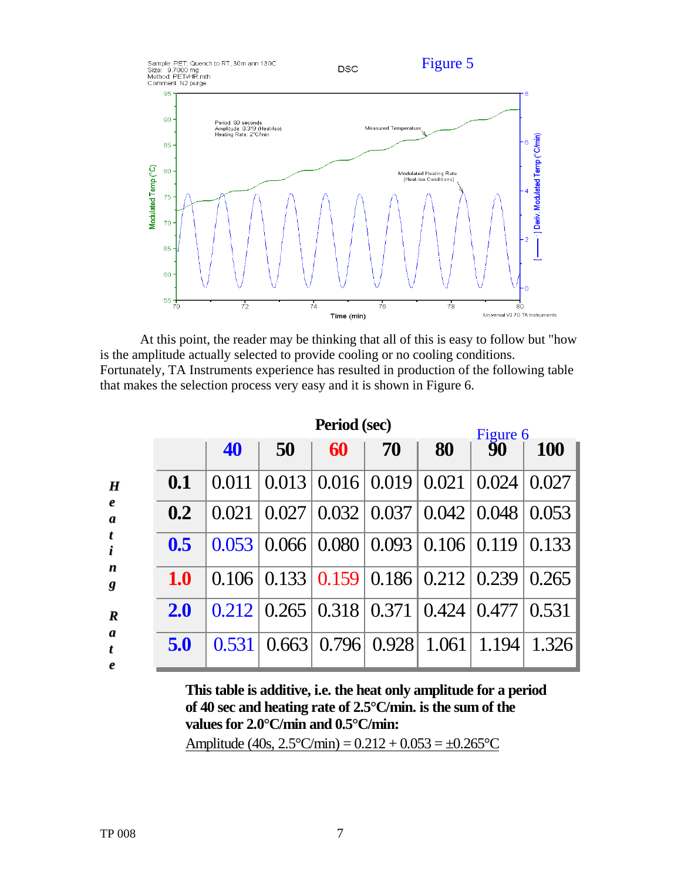Figure 5

At this point, the reader may be thinking that all of this is easy to follow but "how is the amplitude actually selected to provide cooling or no cooling conditions. Fortunately, TA Instruments experience has resulted in production of the following table that makes the selection process very easy and it is shown in Figure 6.

Figure 6

| Heating Rate | Period (sec) 40 | 50 | 60 | 70 | 80 | 90 | 100 |
|---|---|---|---|---|---|---|---|
| **0.1** | 0.011 | 0.013 | 0.016 | 0.019 | 0.021 | 0.024 | 0.027 |
| **0.2** | 0.021 | 0.027 | 0.032 | 0.037 | 0.042 | 0.048 | 0.053 |
| **0.5** | 0.053 | 0.066 | 0.080 | 0.093 | 0.106 | 0.119 | 0.133 |
| **1.0** | 0.106 | 0.133 | 0.159 | 0.186 | 0.212 | 0.239 | 0.265 |
| **2.0** | 0.212 | 0.265 | 0.318 | 0.371 | 0.424 | 0.477 | 0.531 |
| **5.0** | 0.531 | 0.663 | 0.796 | 0.928 | 1.061 | 1.194 | 1.326 |

**This table is additive, i.e. the heat only amplitude for a period of 40 sec and heating rate of 2.5°C/min. is the sum of the values for 2.0°C/min and 0.5°C/min:**

Amplitude (40s, 2.5°C/min) = 0.212 + 0.053 = ±0.265°C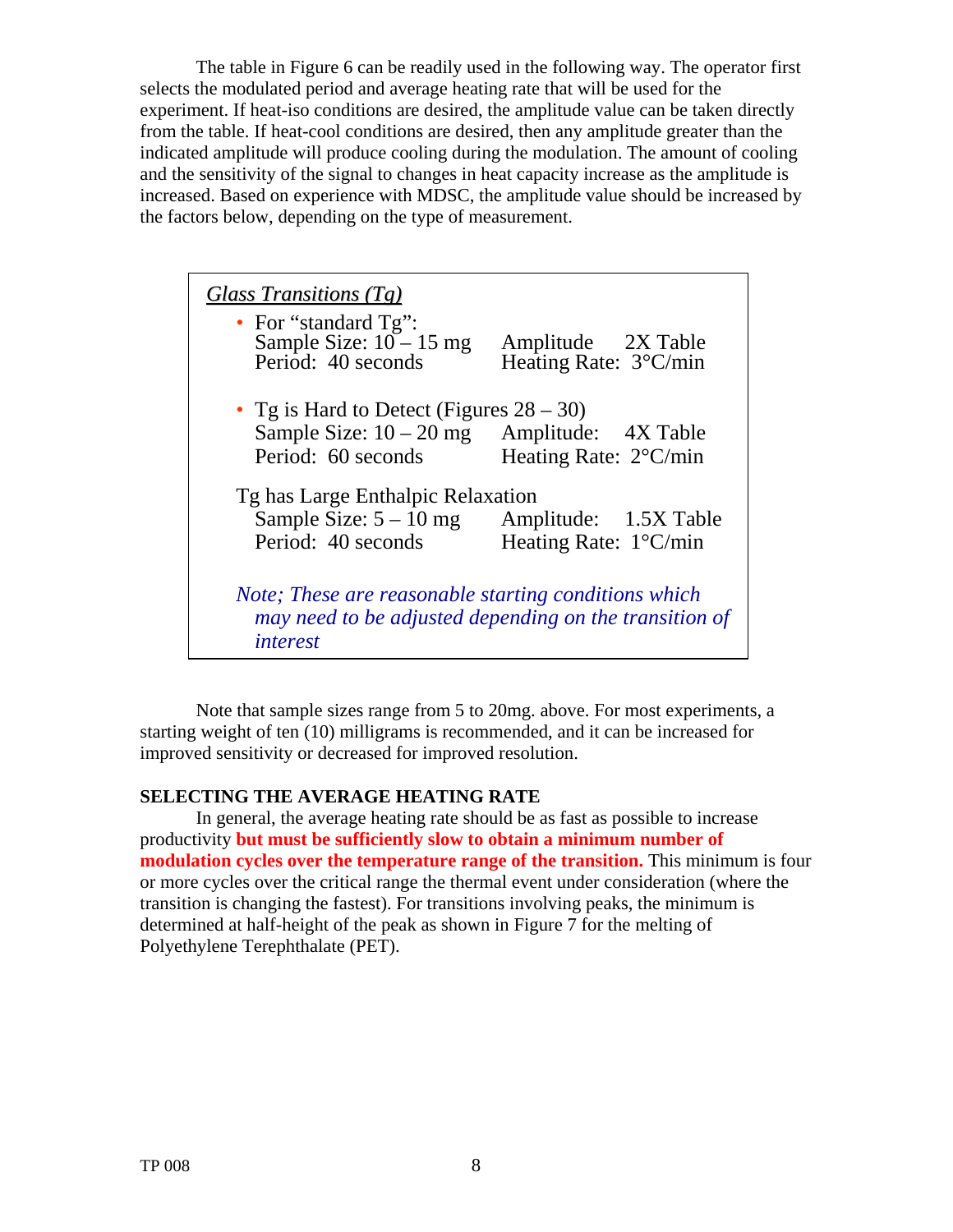The table in Figure 6 can be readily used in the following way. The operator first selects the modulated period and average heating rate that will be used for the experiment. If heat-iso conditions are desired, the amplitude value can be taken directly from the table. If heat-cool conditions are desired, then any amplitude greater than the indicated amplitude will produce cooling during the modulation. The amount of cooling and the sensitivity of the signal to changes in heat capacity increase as the amplitude is increased. Based on experience with MDSC, the amplitude value should be increased by the factors below, depending on the type of measurement.

*Glass Transitions (Tg)*

- For "standard Tg":
  Sample Size: 10 – 15 mg    Amplitude    2X Table
  Period:  40 seconds    Heating Rate:  3°C/min

- Tg is Hard to Detect (Figures 28 – 30)
  Sample Size: 10 – 20 mg    Amplitude:    4X Table
  Period:  60 seconds    Heating Rate:  2°C/min

Tg has Large Enthalpic Relaxation
  Sample Size: 5 – 10 mg    Amplitude:    1.5X Table
  Period:  40 seconds    Heating Rate:  1°C/min

*Note; These are reasonable starting conditions which may need to be adjusted depending on the transition of interest*

Note that sample sizes range from 5 to 20mg. above. For most experiments, a starting weight of ten (10) milligrams is recommended, and it can be increased for improved sensitivity or decreased for improved resolution.

**SELECTING THE AVERAGE HEATING RATE**

In general, the average heating rate should be as fast as possible to increase productivity **but must be sufficiently slow to obtain a minimum number of modulation cycles over the temperature range of the transition.** This minimum is four or more cycles over the critical range the thermal event under consideration (where the transition is changing the fastest). For transitions involving peaks, the minimum is determined at half-height of the peak as shown in Figure 7 for the melting of Polyethylene Terephthalate (PET).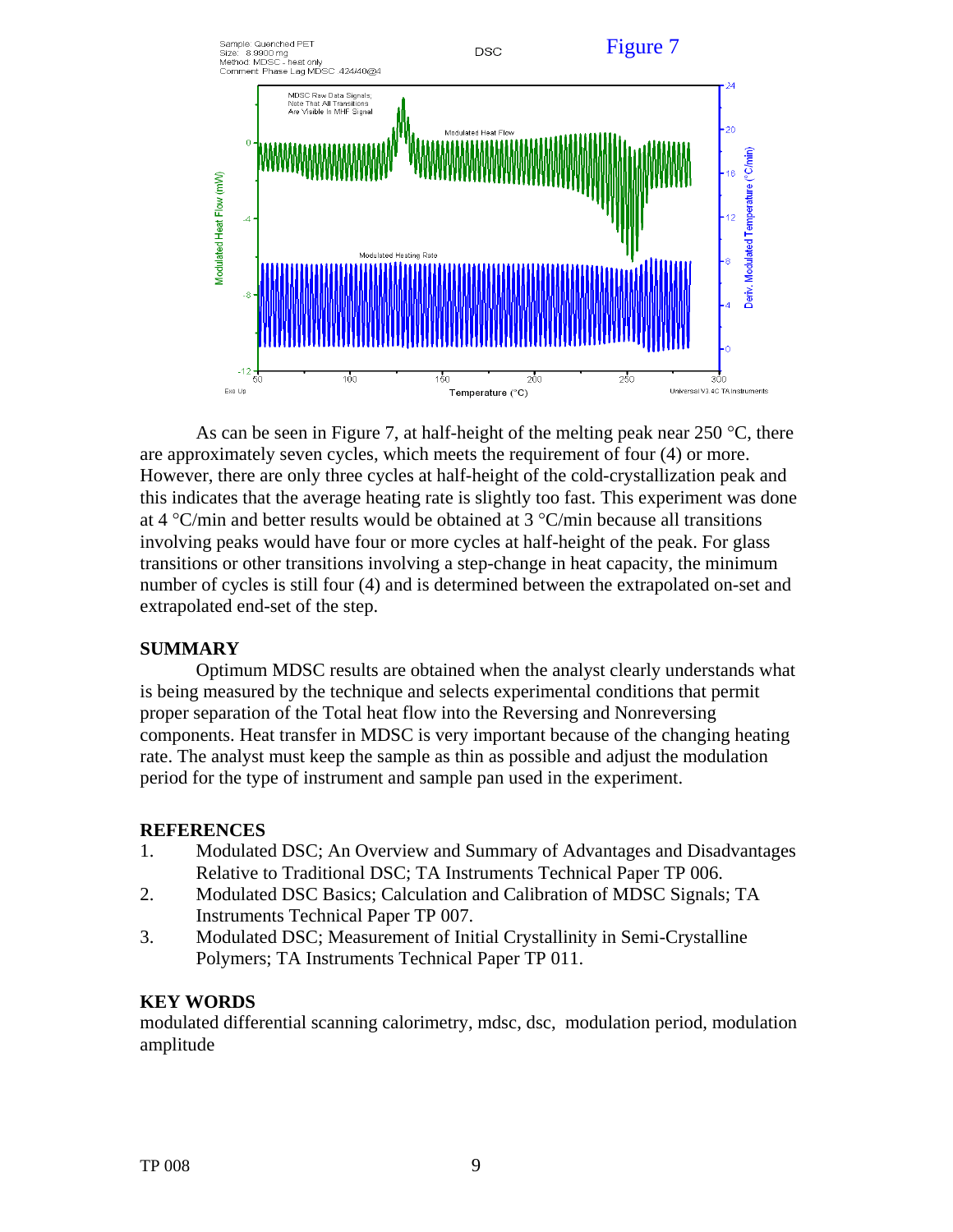Figure 7

As can be seen in Figure 7, at half-height of the melting peak near 250 °C, there are approximately seven cycles, which meets the requirement of four (4) or more. However, there are only three cycles at half-height of the cold-crystallization peak and this indicates that the average heating rate is slightly too fast. This experiment was done at 4 °C/min and better results would be obtained at 3 °C/min because all transitions involving peaks would have four or more cycles at half-height of the peak. For glass transitions or other transitions involving a step-change in heat capacity, the minimum number of cycles is still four (4) and is determined between the extrapolated on-set and extrapolated end-set of the step.

## SUMMARY

Optimum MDSC results are obtained when the analyst clearly understands what is being measured by the technique and selects experimental conditions that permit proper separation of the Total heat flow into the Reversing and Nonreversing components. Heat transfer in MDSC is very important because of the changing heating rate. The analyst must keep the sample as thin as possible and adjust the modulation period for the type of instrument and sample pan used in the experiment.

## REFERENCES

1. Modulated DSC; An Overview and Summary of Advantages and Disadvantages Relative to Traditional DSC; TA Instruments Technical Paper TP 006.
2. Modulated DSC Basics; Calculation and Calibration of MDSC Signals; TA Instruments Technical Paper TP 007.
3. Modulated DSC; Measurement of Initial Crystallinity in Semi-Crystalline Polymers; TA Instruments Technical Paper TP 011.

## KEY WORDS

modulated differential scanning calorimetry, mdsc, dsc, modulation period, modulation amplitude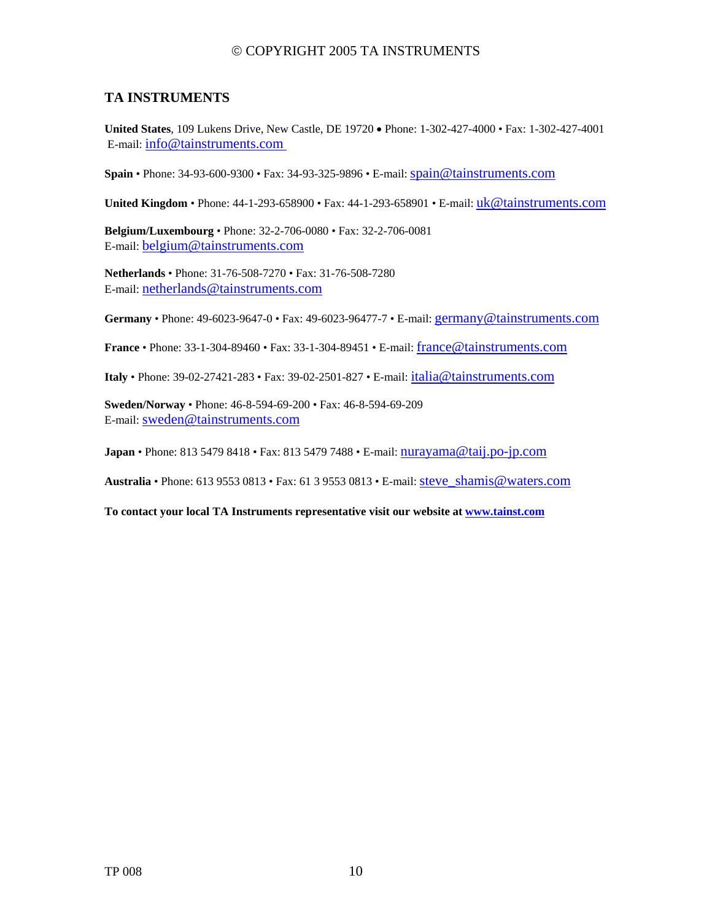© COPYRIGHT 2005 TA INSTRUMENTS

## TA INSTRUMENTS

**United States**, 109 Lukens Drive, New Castle, DE 19720 • Phone: 1-302-427-4000 • Fax: 1-302-427-4001
E-mail: info@tainstruments.com

**Spain** • Phone: 34-93-600-9300 • Fax: 34-93-325-9896 • E-mail: spain@tainstruments.com

**United Kingdom** • Phone: 44-1-293-658900 • Fax: 44-1-293-658901 • E-mail: uk@tainstruments.com

**Belgium/Luxembourg** • Phone: 32-2-706-0080 • Fax: 32-2-706-0081
E-mail: belgium@tainstruments.com

**Netherlands** • Phone: 31-76-508-7270 • Fax: 31-76-508-7280
E-mail: netherlands@tainstruments.com

**Germany** • Phone: 49-6023-9647-0 • Fax: 49-6023-96477-7 • E-mail: germany@tainstruments.com

**France** • Phone: 33-1-304-89460 • Fax: 33-1-304-89451 • E-mail: france@tainstruments.com

**Italy** • Phone: 39-02-27421-283 • Fax: 39-02-2501-827 • E-mail: italia@tainstruments.com

**Sweden/Norway** • Phone: 46-8-594-69-200 • Fax: 46-8-594-69-209
E-mail: sweden@tainstruments.com

**Japan** • Phone: 813 5479 8418 • Fax: 813 5479 7488 • E-mail: nurayama@taij.po-jp.com

**Australia** • Phone: 613 9553 0813 • Fax: 61 3 9553 0813 • E-mail: steve_shamis@waters.com

**To contact your local TA Instruments representative visit our website at www.tainst.com**

TP 008